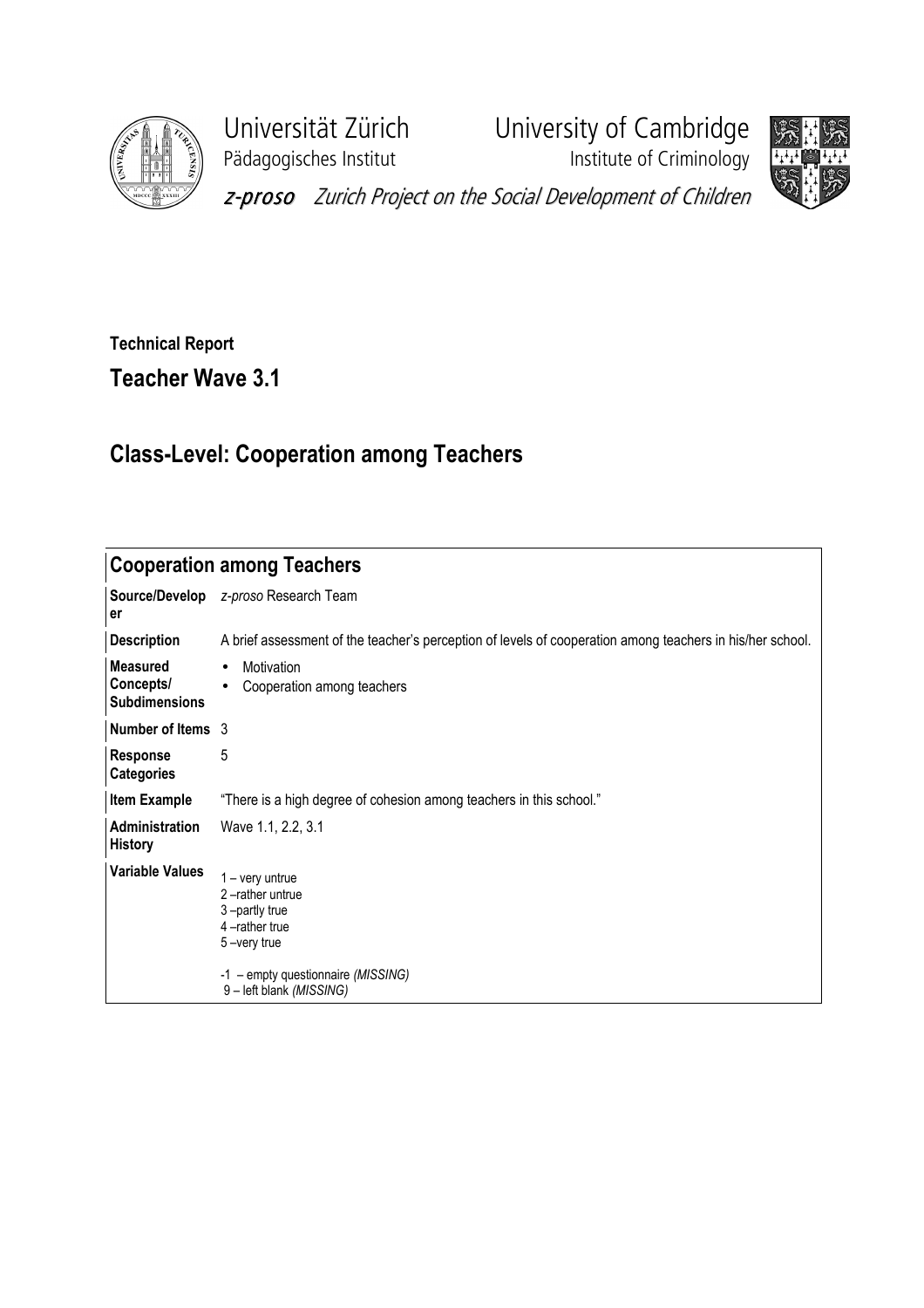Universität Zürich
Pädagogisches Institut

University of Cambridge
Institute of Criminology

*z-proso* Zurich Project on the Social Development of Children

**Technical Report**

## Teacher Wave 3.1

# Class-Level: Cooperation among Teachers

| **Cooperation among Teachers** | |
|---|---|
| **Source/Developer** | *z-proso* Research Team |
| **Description** | A brief assessment of the teacher's perception of levels of cooperation among teachers in his/her school. |
| **Measured Concepts/ Subdimensions** | • Motivation<br>• Cooperation among teachers |
| **Number of Items** | 3 |
| **Response Categories** | 5 |
| **Item Example** | "There is a high degree of cohesion among teachers in this school." |
| **Administration History** | Wave 1.1, 2.2, 3.1 |
| **Variable Values** | 1 – very untrue<br>2 –rather untrue<br>3 –partly true<br>4 –rather true<br>5 –very true<br><br>-1 – empty questionnaire *(MISSING)*<br>9 – left blank *(MISSING)* |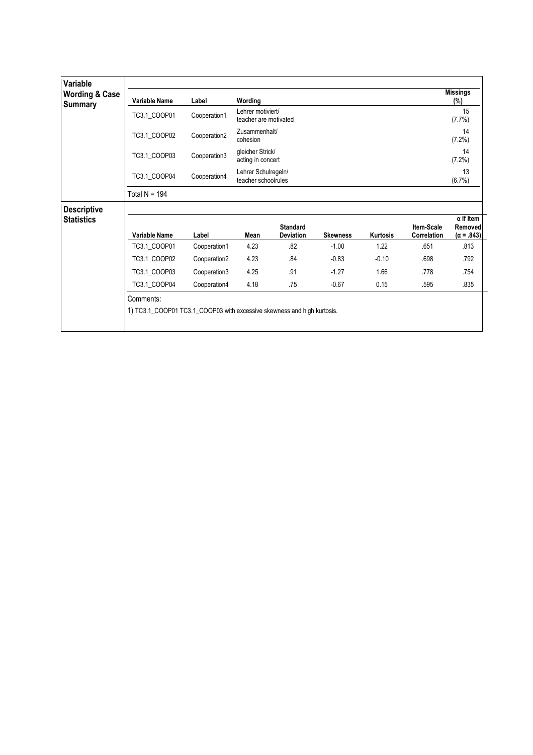## Variable Wording & Case Summary

| Variable Name | Label | Wording | Missings (%) |
| --- | --- | --- | --- |
| TC3.1_COOP01 | Cooperation1 | Lehrer motiviert/ teacher are motivated | 15 (7.7%) |
| TC3.1_COOP02 | Cooperation2 | Zusammenhalt/ cohesion | 14 (7.2%) |
| TC3.1_COOP03 | Cooperation3 | gleicher Strick/ acting in concert | 14 (7.2%) |
| TC3.1_COOP04 | Cooperation4 | Lehrer Schulregeln/ teacher schoolrules | 13 (6.7%) |

Total N = 194

## Descriptive Statistics

| Variable Name | Label | Mean | Standard Deviation | Skewness | Kurtosis | Item-Scale Correlation | α If Item Removed (α = .843) |
| --- | --- | --- | --- | --- | --- | --- | --- |
| TC3.1_COOP01 | Cooperation1 | 4.23 | .82 | -1.00 | 1.22 | .651 | .813 |
| TC3.1_COOP02 | Cooperation2 | 4.23 | .84 | -0.83 | -0.10 | .698 | .792 |
| TC3.1_COOP03 | Cooperation3 | 4.25 | .91 | -1.27 | 1.66 | .778 | .754 |
| TC3.1_COOP04 | Cooperation4 | 4.18 | .75 | -0.67 | 0.15 | .595 | .835 |

Comments:

1) TC3.1_COOP01 TC3.1_COOP03 with excessive skewness and high kurtosis.